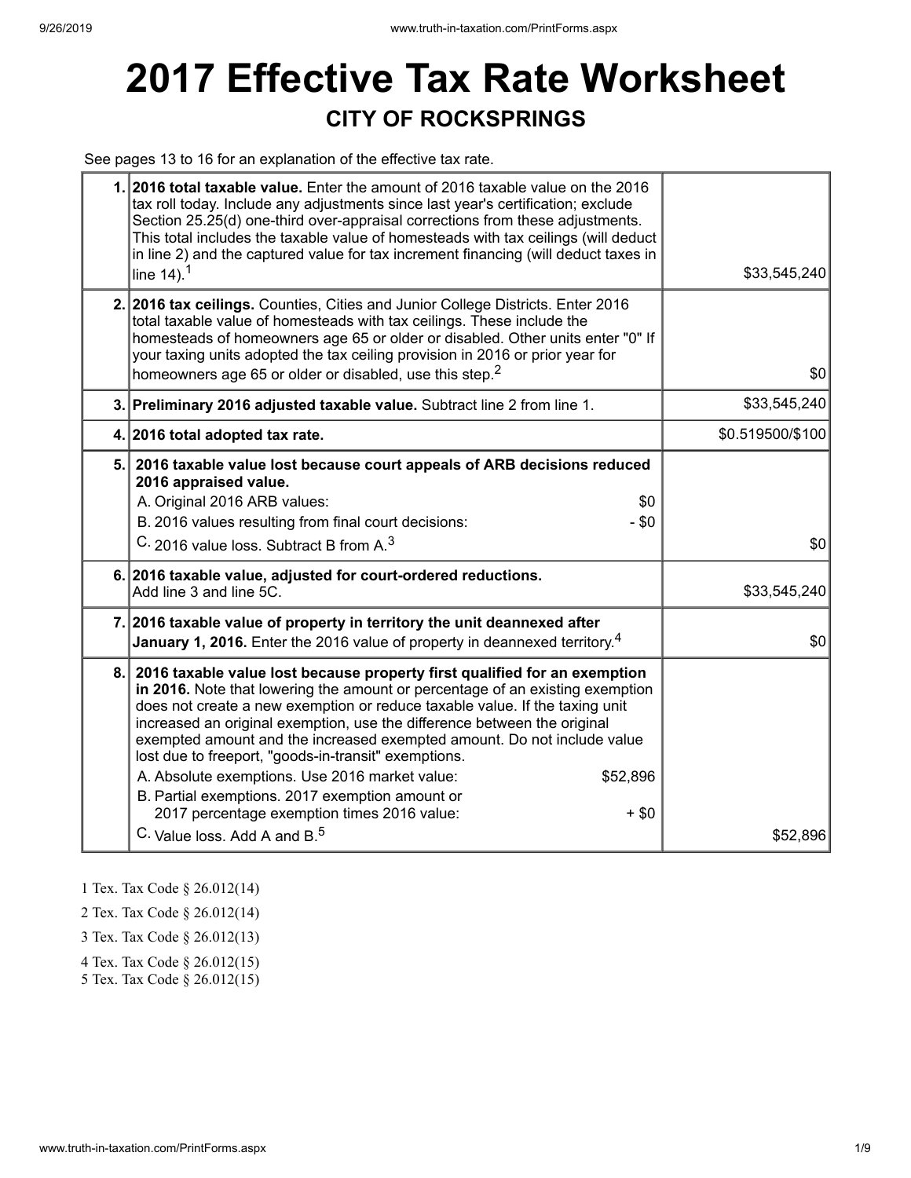# 2017 Effective Tax Rate Worksheet

## CITY OF ROCKSPRINGS

See pages 13 to 16 for an explanation of the effective tax rate.

| | | |
|---|---|---|
| 1. | **2016 total taxable value.** Enter the amount of 2016 taxable value on the 2016 tax roll today. Include any adjustments since last year's certification; exclude Section 25.25(d) one-third over-appraisal corrections from these adjustments. This total includes the taxable value of homesteads with tax ceilings (will deduct in line 2) and the captured value for tax increment financing (will deduct taxes in line 14).[1] | $33,545,240 |
| 2. | **2016 tax ceilings.** Counties, Cities and Junior College Districts. Enter 2016 total taxable value of homesteads with tax ceilings. These include the homesteads of homeowners age 65 or older or disabled. Other units enter "0" If your taxing units adopted the tax ceiling provision in 2016 or prior year for homeowners age 65 or older or disabled, use this step.[2] | $0 |
| 3. | **Preliminary 2016 adjusted taxable value.** Subtract line 2 from line 1. | $33,545,240 |
| 4. | **2016 total adopted tax rate.** | $0.519500/$100 |
| 5. | **2016 taxable value lost because court appeals of ARB decisions reduced 2016 appraised value.**<br>A. Original 2016 ARB values: $0<br>B. 2016 values resulting from final court decisions: - $0<br>C. 2016 value loss. Subtract B from A.[3] | $0 |
| 6. | **2016 taxable value, adjusted for court-ordered reductions.** Add line 3 and line 5C. | $33,545,240 |
| 7. | **2016 taxable value of property in territory the unit deannexed after January 1, 2016.** Enter the 2016 value of property in deannexed territory.[4] | $0 |
| 8. | **2016 taxable value lost because property first qualified for an exemption in 2016.** Note that lowering the amount or percentage of an existing exemption does not create a new exemption or reduce taxable value. If the taxing unit increased an original exemption, use the difference between the original exempted amount and the increased exempted amount. Do not include value lost due to freeport, "goods-in-transit" exemptions.<br>A. Absolute exemptions. Use 2016 market value: $52,896<br>B. Partial exemptions. 2017 exemption amount or 2017 percentage exemption times 2016 value: + $0<br>C. Value loss. Add A and B.[5] | $52,896 |

1 Tex. Tax Code § 26.012(14)

2 Tex. Tax Code § 26.012(14)

3 Tex. Tax Code § 26.012(13)

4 Tex. Tax Code § 26.012(15)

5 Tex. Tax Code § 26.012(15)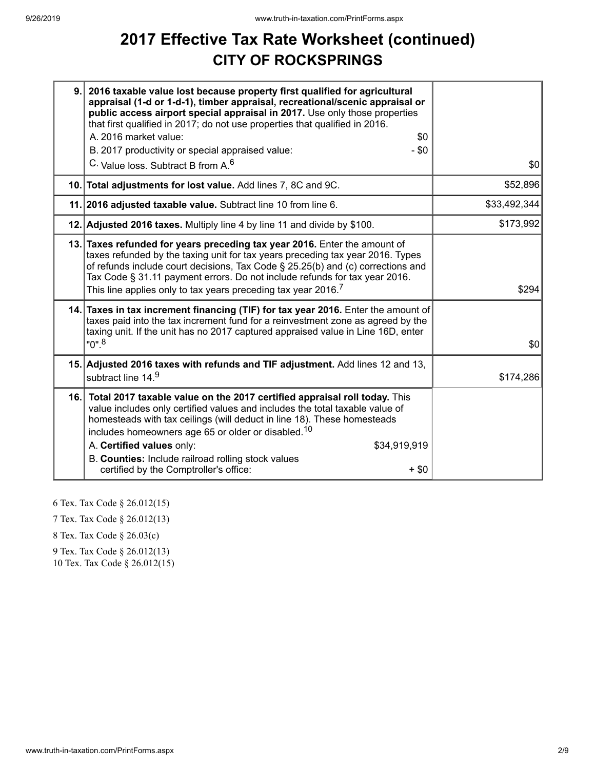# 2017 Effective Tax Rate Worksheet (continued)
## CITY OF ROCKSPRINGS

| | | |
|---|---|---|
| 9. | **2016 taxable value lost because property first qualified for agricultural appraisal (1-d or 1-d-1), timber appraisal, recreational/scenic appraisal or public access airport special appraisal in 2017.** Use only those properties that first qualified in 2017; do not use properties that qualified in 2016.<br>A. 2016 market value: $0<br>B. 2017 productivity or special appraised value: - $0<br>C. Value loss. Subtract B from A.[6] | $0 |
| 10. | **Total adjustments for lost value.** Add lines 7, 8C and 9C. | $52,896 |
| 11. | **2016 adjusted taxable value.** Subtract line 10 from line 6. | $33,492,344 |
| 12. | **Adjusted 2016 taxes.** Multiply line 4 by line 11 and divide by $100. | $173,992 |
| 13. | **Taxes refunded for years preceding tax year 2016.** Enter the amount of taxes refunded by the taxing unit for tax years preceding tax year 2016. Types of refunds include court decisions, Tax Code § 25.25(b) and (c) corrections and Tax Code § 31.11 payment errors. Do not include refunds for tax year 2016. This line applies only to tax years preceding tax year 2016.[7] | $294 |
| 14. | **Taxes in tax increment financing (TIF) for tax year 2016.** Enter the amount of taxes paid into the tax increment fund for a reinvestment zone as agreed by the taxing unit. If the unit has no 2017 captured appraised value in Line 16D, enter "0".[8] | $0 |
| 15. | **Adjusted 2016 taxes with refunds and TIF adjustment.** Add lines 12 and 13, subtract line 14.[9] | $174,286 |
| 16. | **Total 2017 taxable value on the 2017 certified appraisal roll today.** This value includes only certified values and includes the total taxable value of homesteads with tax ceilings (will deduct in line 18). These homesteads includes homeowners age 65 or older or disabled.[10]<br>A. **Certified values** only: $34,919,919<br>B. **Counties:** Include railroad rolling stock values certified by the Comptroller's office: + $0 | |

6 Tex. Tax Code § 26.012(15)

7 Tex. Tax Code § 26.012(13)

8 Tex. Tax Code § 26.03(c)

9 Tex. Tax Code § 26.012(13)

10 Tex. Tax Code § 26.012(15)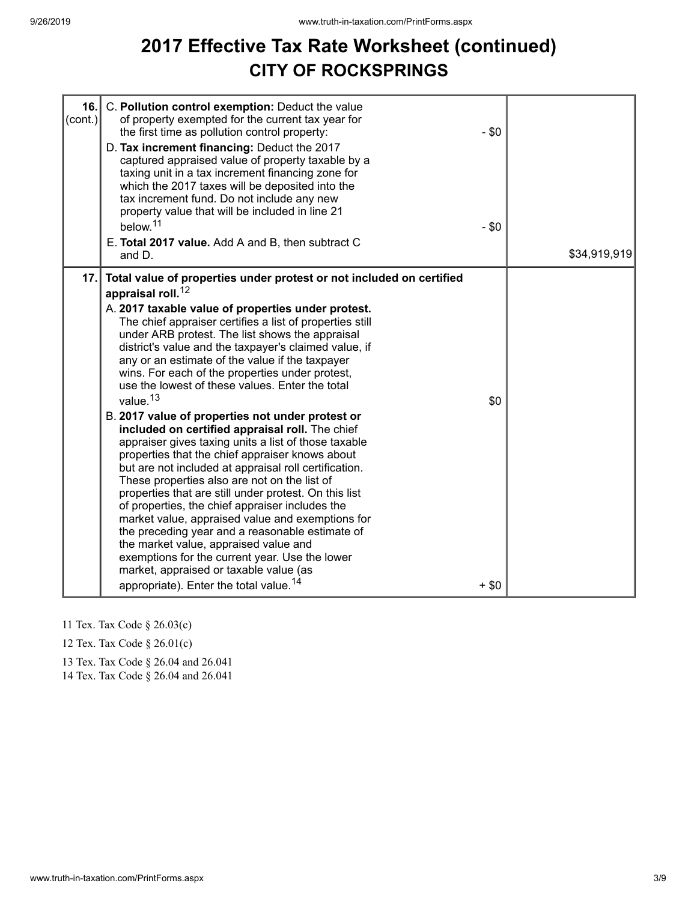# 2017 Effective Tax Rate Worksheet (continued)
## CITY OF ROCKSPRINGS

| Line | Description | | Amount |
|---|---|---|---|
| 16. (cont.) | C. **Pollution control exemption:** Deduct the value of property exempted for the current tax year for the first time as pollution control property: | - $0 | |
| | D. **Tax increment financing:** Deduct the 2017 captured appraised value of property taxable by a taxing unit in a tax increment financing zone for which the 2017 taxes will be deposited into the tax increment fund. Do not include any new property value that will be included in line 21 below.[11] | - $0 | |
| | E. **Total 2017 value.** Add A and B, then subtract C and D. | | $34,919,919 |
| 17. | **Total value of properties under protest or not included on certified appraisal roll.**[12] | | |
| | A. **2017 taxable value of properties under protest.** The chief appraiser certifies a list of properties still under ARB protest. The list shows the appraisal district's value and the taxpayer's claimed value, if any or an estimate of the value if the taxpayer wins. For each of the properties under protest, use the lowest of these values. Enter the total value.[13] | $0 | |
| | B. **2017 value of properties not under protest or included on certified appraisal roll.** The chief appraiser gives taxing units a list of those taxable properties that the chief appraiser knows about but are not included at appraisal roll certification. These properties also are not on the list of properties that are still under protest. On this list of properties, the chief appraiser includes the market value, appraised value and exemptions for the preceding year and a reasonable estimate of the market value, appraised value and exemptions for the current year. Use the lower market, appraised or taxable value (as appropriate). Enter the total value.[14] | + $0 | |

11 Tex. Tax Code § 26.03(c)

12 Tex. Tax Code § 26.01(c)

13 Tex. Tax Code § 26.04 and 26.041

14 Tex. Tax Code § 26.04 and 26.041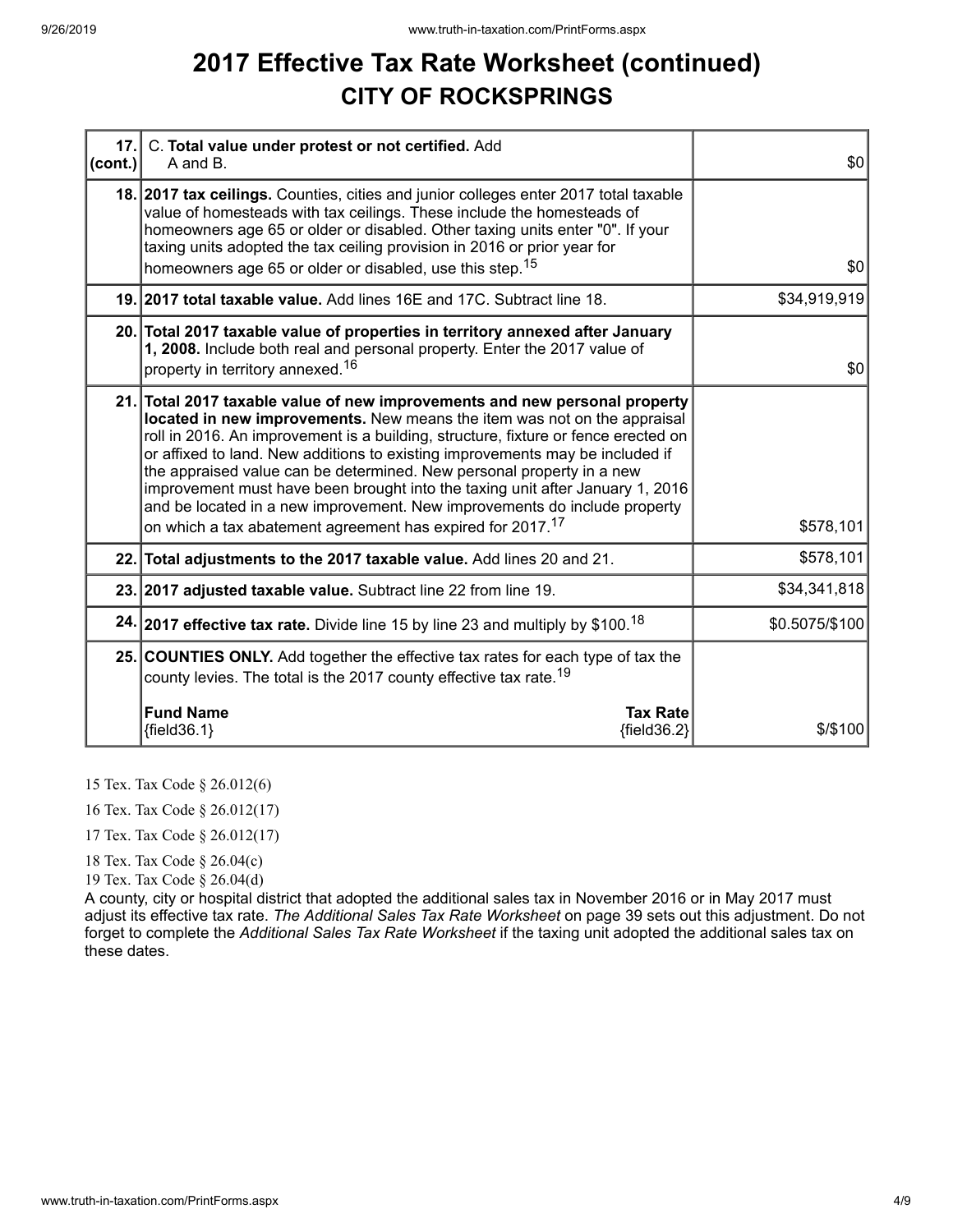# 2017 Effective Tax Rate Worksheet (continued)

## CITY OF ROCKSPRINGS

| | | |
|---|---|---|
| 17. (cont.) | C. **Total value under protest or not certified.** Add A and B. | $0 |
| 18. | **2017 tax ceilings.** Counties, cities and junior colleges enter 2017 total taxable value of homesteads with tax ceilings. These include the homesteads of homeowners age 65 or older or disabled. Other taxing units enter "0". If your taxing units adopted the tax ceiling provision in 2016 or prior year for homeowners age 65 or older or disabled, use this step.[15] | $0 |
| 19. | **2017 total taxable value.** Add lines 16E and 17C. Subtract line 18. | $34,919,919 |
| 20. | **Total 2017 taxable value of properties in territory annexed after January 1, 2008.** Include both real and personal property. Enter the 2017 value of property in territory annexed.[16] | $0 |
| 21. | **Total 2017 taxable value of new improvements and new personal property located in new improvements.** New means the item was not on the appraisal roll in 2016. An improvement is a building, structure, fixture or fence erected on or affixed to land. New additions to existing improvements may be included if the appraised value can be determined. New personal property in a new improvement must have been brought into the taxing unit after January 1, 2016 and be located in a new improvement. New improvements do include property on which a tax abatement agreement has expired for 2017.[17] | $578,101 |
| 22. | **Total adjustments to the 2017 taxable value.** Add lines 20 and 21. | $578,101 |
| 23. | **2017 adjusted taxable value.** Subtract line 22 from line 19. | $34,341,818 |
| 24. | **2017 effective tax rate.** Divide line 15 by line 23 and multiply by $100.[18] | $0.5075/$100 |
| 25. | **COUNTIES ONLY.** Add together the effective tax rates for each type of tax the county levies. The total is the 2017 county effective tax rate.[19]<br><br>**Fund Name** {field36.1} — **Tax Rate** {field36.2} | $/$100 |

15 Tex. Tax Code § 26.012(6)

16 Tex. Tax Code § 26.012(17)

17 Tex. Tax Code § 26.012(17)

18 Tex. Tax Code § 26.04(c)

19 Tex. Tax Code § 26.04(d)

A county, city or hospital district that adopted the additional sales tax in November 2016 or in May 2017 must adjust its effective tax rate. *The Additional Sales Tax Rate Worksheet* on page 39 sets out this adjustment. Do not forget to complete the *Additional Sales Tax Rate Worksheet* if the taxing unit adopted the additional sales tax on these dates.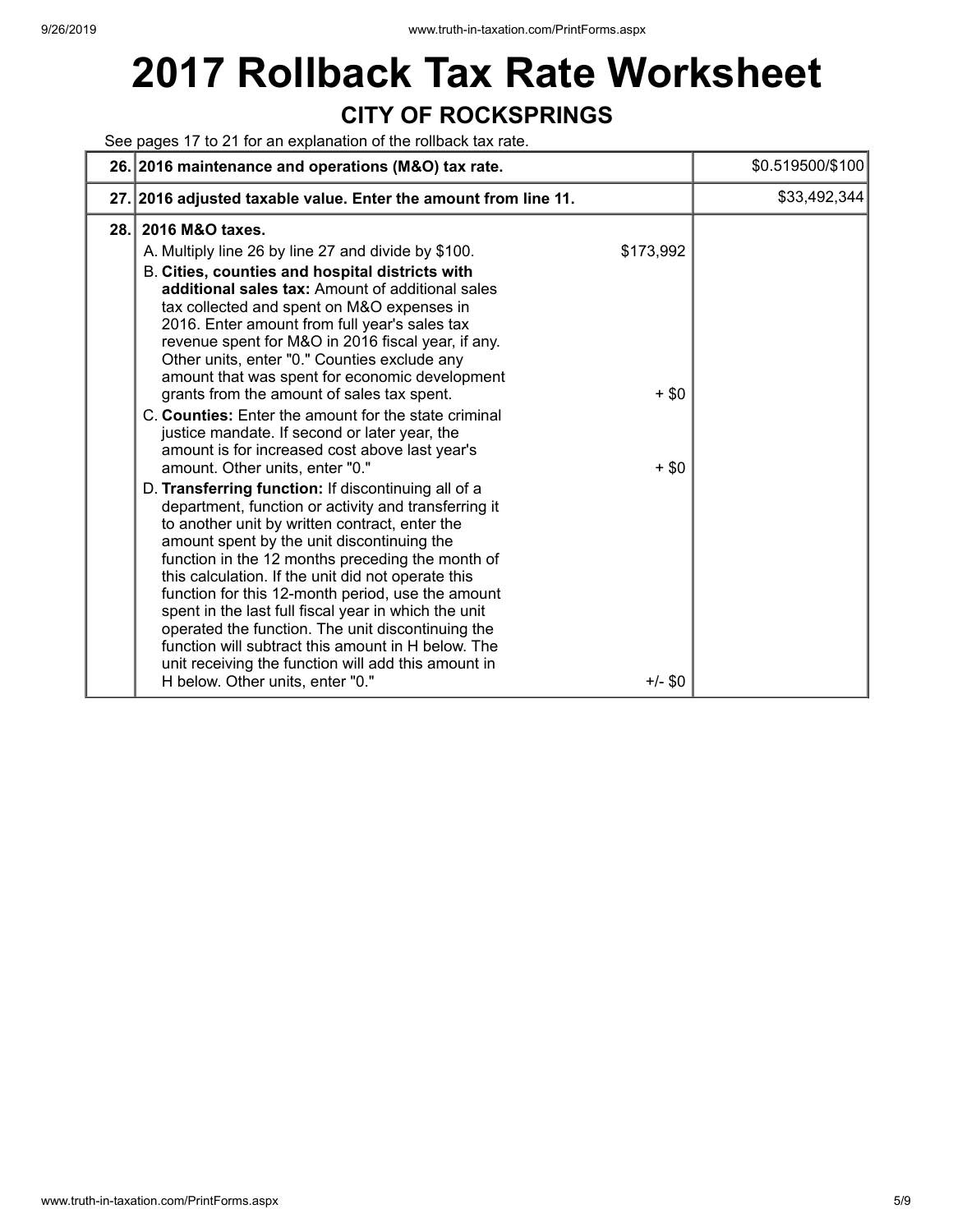# 2017 Rollback Tax Rate Worksheet

## CITY OF ROCKSPRINGS

See pages 17 to 21 for an explanation of the rollback tax rate.

| | | | |
|---|---|---|---|
| **26.** | **2016 maintenance and operations (M&O) tax rate.** | | $0.519500/$100 |
| **27.** | **2016 adjusted taxable value. Enter the amount from line 11.** | | $33,492,344 |
| **28.** | **2016 M&O taxes.** | | |
| | A. Multiply line 26 by line 27 and divide by $100. | $173,992 | |
| | B. **Cities, counties and hospital districts with additional sales tax:** Amount of additional sales tax collected and spent on M&O expenses in 2016. Enter amount from full year's sales tax revenue spent for M&O in 2016 fiscal year, if any. Other units, enter "0." Counties exclude any amount that was spent for economic development grants from the amount of sales tax spent. | + $0 | |
| | C. **Counties:** Enter the amount for the state criminal justice mandate. If second or later year, the amount is for increased cost above last year's amount. Other units, enter "0." | + $0 | |
| | D. **Transferring function:** If discontinuing all of a department, function or activity and transferring it to another unit by written contract, enter the amount spent by the unit discontinuing the function in the 12 months preceding the month of this calculation. If the unit did not operate this function for this 12-month period, use the amount spent in the last full fiscal year in which the unit operated the function. The unit discontinuing the function will subtract this amount in H below. The unit receiving the function will add this amount in H below. Other units, enter "0." | +/- $0 | |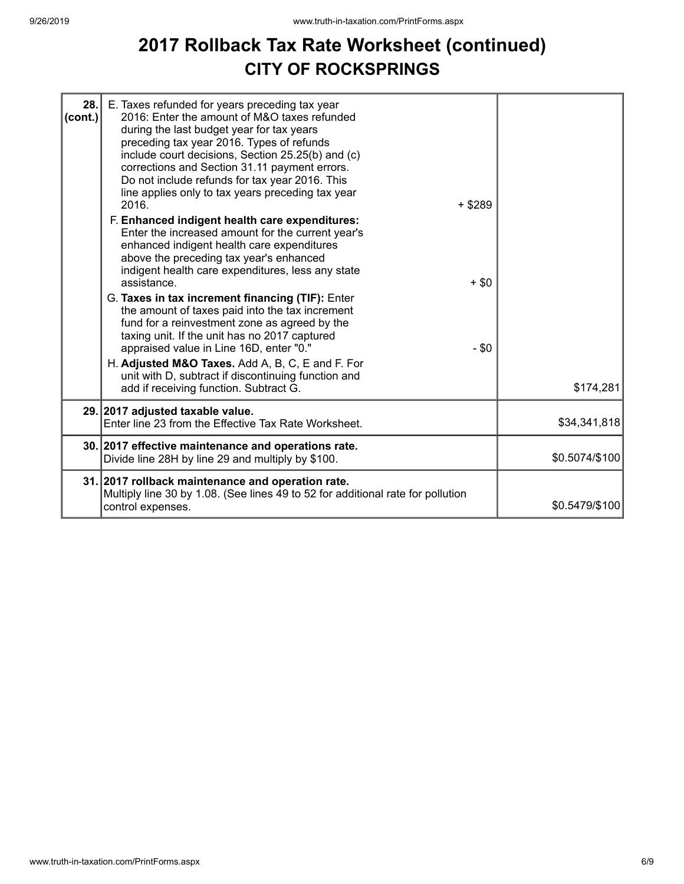# 2017 Rollback Tax Rate Worksheet (continued)
## CITY OF ROCKSPRINGS

| Line | Description | Amount | Total |
|---|---|---|---|
| 28. (cont.) | E. Taxes refunded for years preceding tax year 2016: Enter the amount of M&O taxes refunded during the last budget year for tax years preceding tax year 2016. Types of refunds include court decisions, Section 25.25(b) and (c) corrections and Section 31.11 payment errors. Do not include refunds for tax year 2016. This line applies only to tax years preceding tax year 2016. | + $289 | |
| | F. **Enhanced indigent health care expenditures:** Enter the increased amount for the current year's enhanced indigent health care expenditures above the preceding tax year's enhanced indigent health care expenditures, less any state assistance. | + $0 | |
| | G. **Taxes in tax increment financing (TIF):** Enter the amount of taxes paid into the tax increment fund for a reinvestment zone as agreed by the taxing unit. If the unit has no 2017 captured appraised value in Line 16D, enter "0." | - $0 | |
| | H. **Adjusted M&O Taxes.** Add A, B, C, E and F. For unit with D, subtract if discontinuing function and add if receiving function. Subtract G. | | $174,281 |
| 29. | **2017 adjusted taxable value.** Enter line 23 from the Effective Tax Rate Worksheet. | | $34,341,818 |
| 30. | **2017 effective maintenance and operations rate.** Divide line 28H by line 29 and multiply by $100. | | $0.5074/$100 |
| 31. | **2017 rollback maintenance and operation rate.** Multiply line 30 by 1.08. (See lines 49 to 52 for additional rate for pollution control expenses. | | $0.5479/$100 |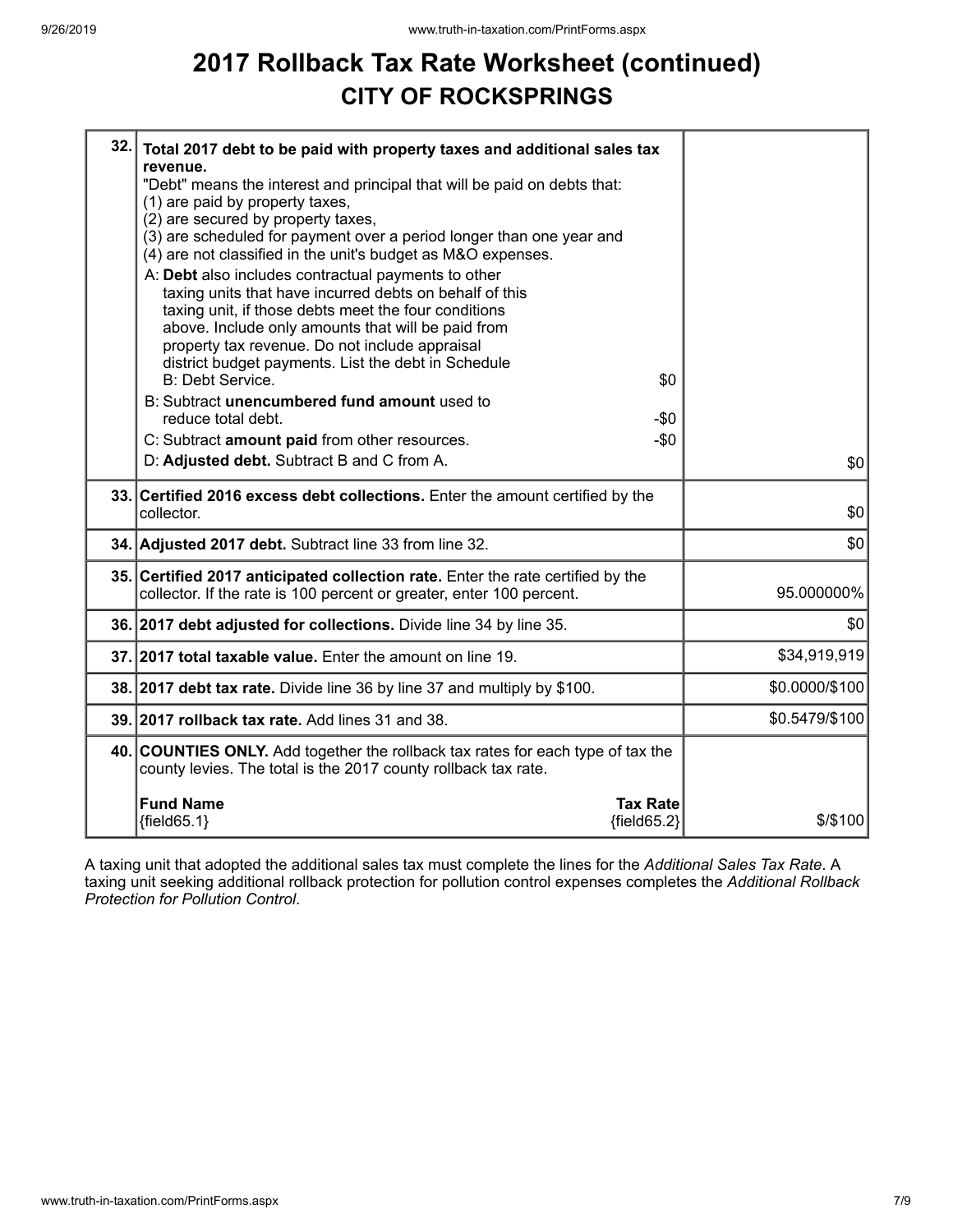# 2017 Rollback Tax Rate Worksheet (continued)

## CITY OF ROCKSPRINGS

| Line | Description | Amount |
|---|---|---|
| 32. | **Total 2017 debt to be paid with property taxes and additional sales tax revenue.**<br>"Debt" means the interest and principal that will be paid on debts that:<br>(1) are paid by property taxes,<br>(2) are secured by property taxes,<br>(3) are scheduled for payment over a period longer than one year and<br>(4) are not classified in the unit's budget as M&O expenses.<br>A: **Debt** also includes contractual payments to other taxing units that have incurred debts on behalf of this taxing unit, if those debts meet the four conditions above. Include only amounts that will be paid from property tax revenue. Do not include appraisal district budget payments. List the debt in Schedule B: Debt Service. $0<br>B: Subtract **unencumbered fund amount** used to reduce total debt. -$0<br>C: Subtract **amount paid** from other resources. -$0<br>D: **Adjusted debt.** Subtract B and C from A. | $0 |
| 33. | **Certified 2016 excess debt collections.** Enter the amount certified by the collector. | $0 |
| 34. | **Adjusted 2017 debt.** Subtract line 33 from line 32. | $0 |
| 35. | **Certified 2017 anticipated collection rate.** Enter the rate certified by the collector. If the rate is 100 percent or greater, enter 100 percent. | 95.000000% |
| 36. | **2017 debt adjusted for collections.** Divide line 34 by line 35. | $0 |
| 37. | **2017 total taxable value.** Enter the amount on line 19. | $34,919,919 |
| 38. | **2017 debt tax rate.** Divide line 36 by line 37 and multiply by $100. | $0.0000/$100 |
| 39. | **2017 rollback tax rate.** Add lines 31 and 38. | $0.5479/$100 |
| 40. | **COUNTIES ONLY.** Add together the rollback tax rates for each type of tax the county levies. The total is the 2017 county rollback tax rate.<br>**Fund Name** {field65.1} — **Tax Rate** {field65.2} | $/$100 |

A taxing unit that adopted the additional sales tax must complete the lines for the *Additional Sales Tax Rate*. A taxing unit seeking additional rollback protection for pollution control expenses completes the *Additional Rollback Protection for Pollution Control*.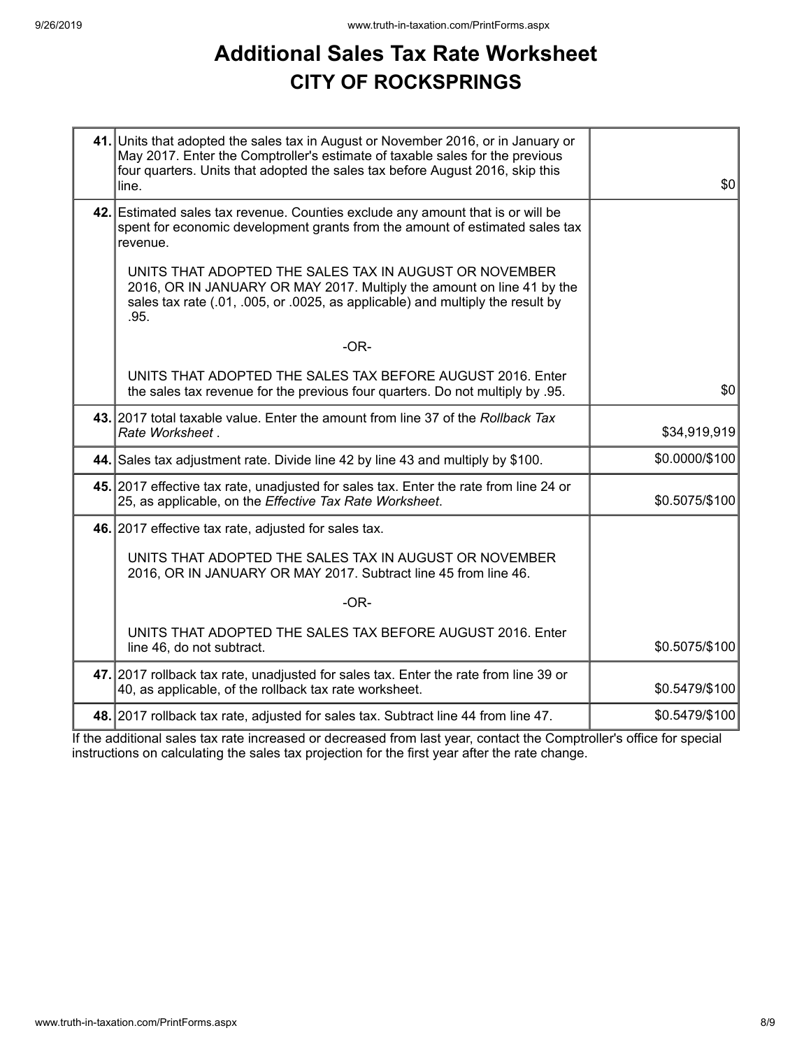# Additional Sales Tax Rate Worksheet

## CITY OF ROCKSPRINGS

| | | |
|---|---|---|
| **41.** | Units that adopted the sales tax in August or November 2016, or in January or May 2017. Enter the Comptroller's estimate of taxable sales for the previous four quarters. Units that adopted the sales tax before August 2016, skip this line. | $0 |
| **42.** | Estimated sales tax revenue. Counties exclude any amount that is or will be spent for economic development grants from the amount of estimated sales tax revenue.<br><br>UNITS THAT ADOPTED THE SALES TAX IN AUGUST OR NOVEMBER 2016, OR IN JANUARY OR MAY 2017. Multiply the amount on line 41 by the sales tax rate (.01, .005, or .0025, as applicable) and multiply the result by .95.<br><br>-OR-<br><br>UNITS THAT ADOPTED THE SALES TAX BEFORE AUGUST 2016. Enter the sales tax revenue for the previous four quarters. Do not multiply by .95. | $0 |
| **43.** | 2017 total taxable value. Enter the amount from line 37 of the *Rollback Tax Rate Worksheet* . | $34,919,919 |
| **44.** | Sales tax adjustment rate. Divide line 42 by line 43 and multiply by $100. | $0.0000/$100 |
| **45.** | 2017 effective tax rate, unadjusted for sales tax. Enter the rate from line 24 or 25, as applicable, on the *Effective Tax Rate Worksheet*. | $0.5075/$100 |
| **46.** | 2017 effective tax rate, adjusted for sales tax.<br><br>UNITS THAT ADOPTED THE SALES TAX IN AUGUST OR NOVEMBER 2016, OR IN JANUARY OR MAY 2017. Subtract line 45 from line 46.<br><br>-OR-<br><br>UNITS THAT ADOPTED THE SALES TAX BEFORE AUGUST 2016. Enter line 46, do not subtract. | $0.5075/$100 |
| **47.** | 2017 rollback tax rate, unadjusted for sales tax. Enter the rate from line 39 or 40, as applicable, of the rollback tax rate worksheet. | $0.5479/$100 |
| **48.** | 2017 rollback tax rate, adjusted for sales tax. Subtract line 44 from line 47. | $0.5479/$100 |

If the additional sales tax rate increased or decreased from last year, contact the Comptroller's office for special instructions on calculating the sales tax projection for the first year after the rate change.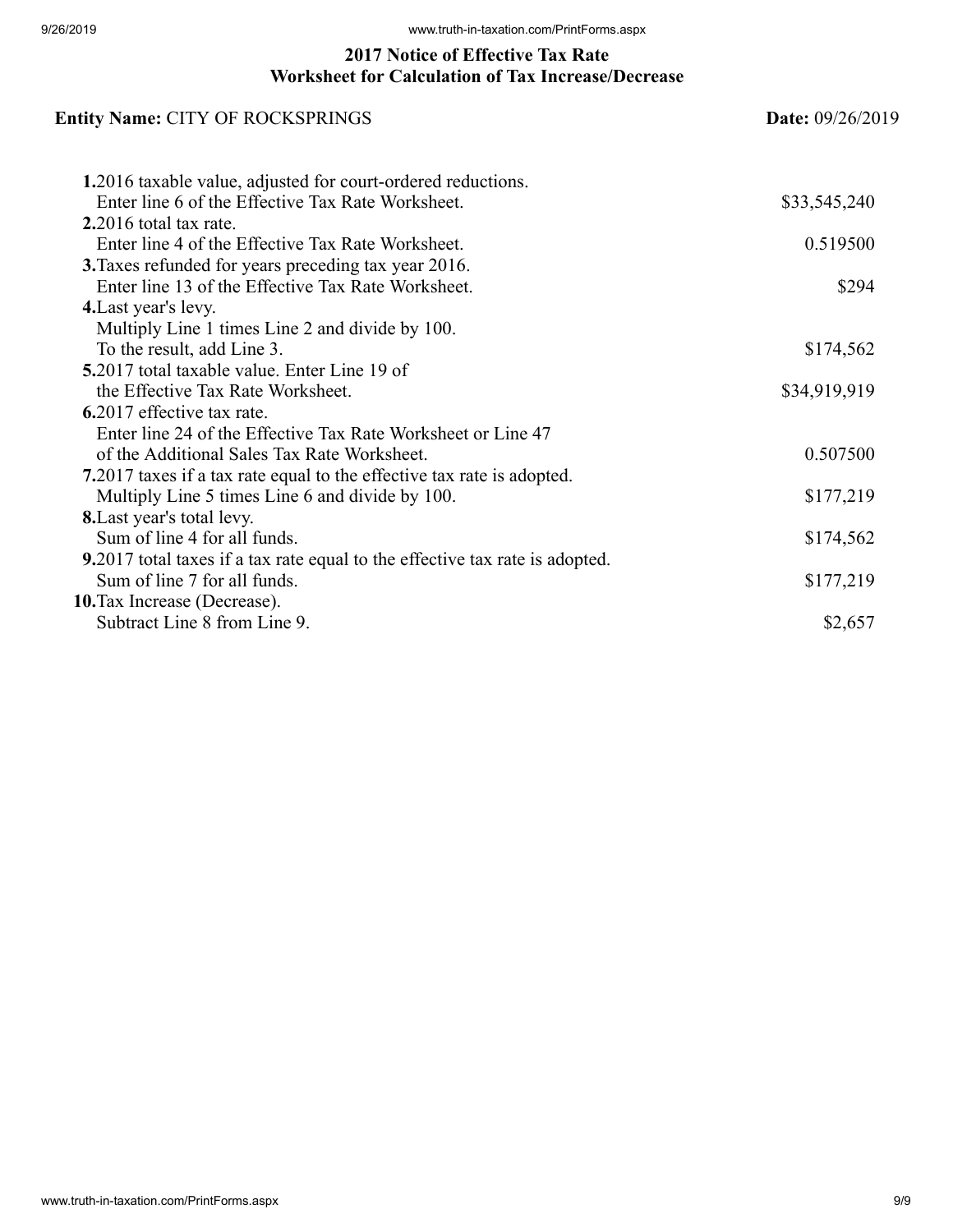## 2017 Notice of Effective Tax Rate
## Worksheet for Calculation of Tax Increase/Decrease

**Entity Name:** CITY OF ROCKSPRINGS **Date:** 09/26/2019

| | |
|---|---|
| **1.** 2016 taxable value, adjusted for court-ordered reductions. Enter line 6 of the Effective Tax Rate Worksheet. | \$33,545,240 |
| **2.** 2016 total tax rate. Enter line 4 of the Effective Tax Rate Worksheet. | 0.519500 |
| **3.** Taxes refunded for years preceding tax year 2016. Enter line 13 of the Effective Tax Rate Worksheet. | \$294 |
| **4.** Last year's levy. Multiply Line 1 times Line 2 and divide by 100. To the result, add Line 3. | \$174,562 |
| **5.** 2017 total taxable value. Enter Line 19 of the Effective Tax Rate Worksheet. | \$34,919,919 |
| **6.** 2017 effective tax rate. Enter line 24 of the Effective Tax Rate Worksheet or Line 47 of the Additional Sales Tax Rate Worksheet. | 0.507500 |
| **7.** 2017 taxes if a tax rate equal to the effective tax rate is adopted. Multiply Line 5 times Line 6 and divide by 100. | \$177,219 |
| **8.** Last year's total levy. Sum of line 4 for all funds. | \$174,562 |
| **9.** 2017 total taxes if a tax rate equal to the effective tax rate is adopted. Sum of line 7 for all funds. | \$177,219 |
| **10.** Tax Increase (Decrease). Subtract Line 8 from Line 9. | \$2,657 |